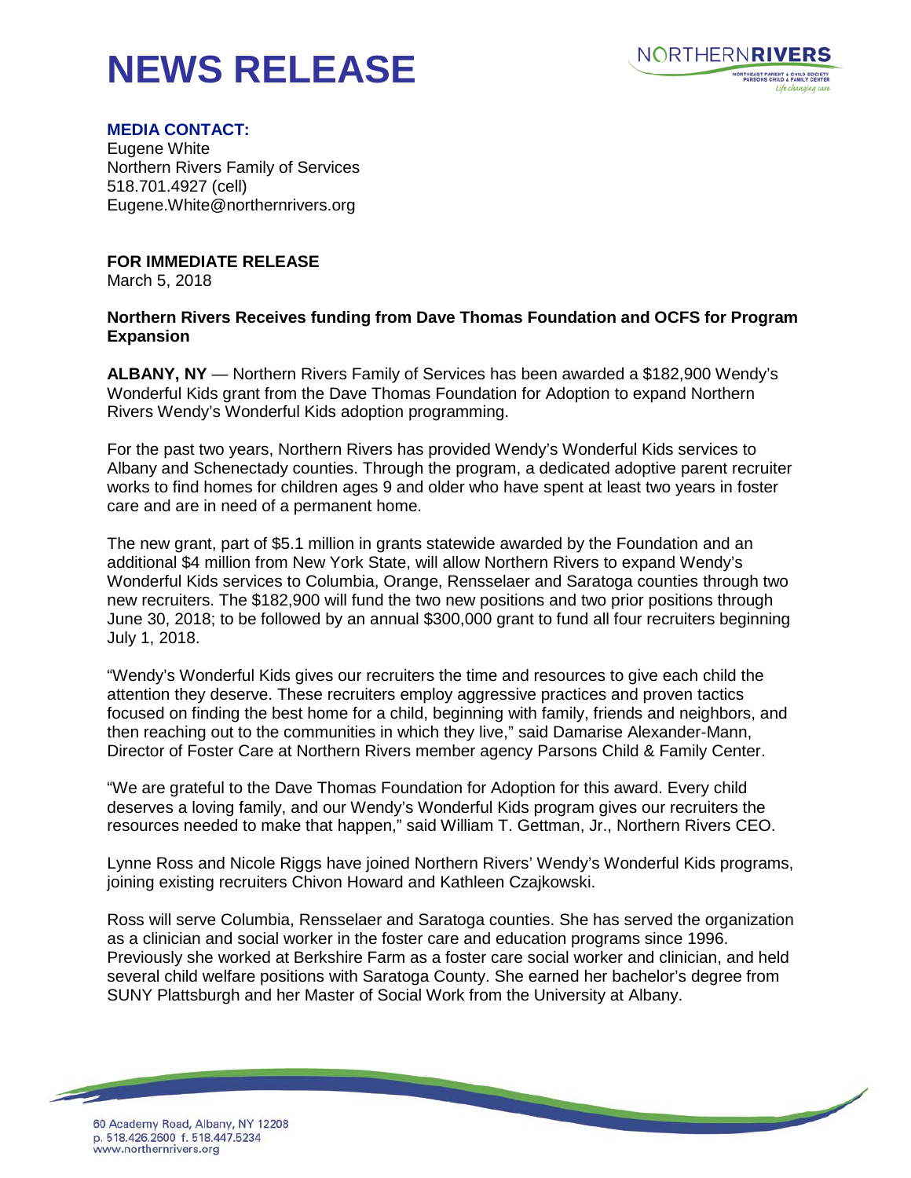# NEWS RELEASE

**MEDIA CONTACT:**
Eugene White
Northern Rivers Family of Services
518.701.4927 (cell)
Eugene.White@northernrivers.org

**FOR IMMEDIATE RELEASE**
March 5, 2018

**Northern Rivers Receives funding from Dave Thomas Foundation and OCFS for Program Expansion**

**ALBANY, NY** — Northern Rivers Family of Services has been awarded a $182,900 Wendy's Wonderful Kids grant from the Dave Thomas Foundation for Adoption to expand Northern Rivers Wendy's Wonderful Kids adoption programming.

For the past two years, Northern Rivers has provided Wendy's Wonderful Kids services to Albany and Schenectady counties. Through the program, a dedicated adoptive parent recruiter works to find homes for children ages 9 and older who have spent at least two years in foster care and are in need of a permanent home.

The new grant, part of $5.1 million in grants statewide awarded by the Foundation and an additional $4 million from New York State, will allow Northern Rivers to expand Wendy's Wonderful Kids services to Columbia, Orange, Rensselaer and Saratoga counties through two new recruiters. The $182,900 will fund the two new positions and two prior positions through June 30, 2018; to be followed by an annual $300,000 grant to fund all four recruiters beginning July 1, 2018.

"Wendy's Wonderful Kids gives our recruiters the time and resources to give each child the attention they deserve. These recruiters employ aggressive practices and proven tactics focused on finding the best home for a child, beginning with family, friends and neighbors, and then reaching out to the communities in which they live," said Damarise Alexander-Mann, Director of Foster Care at Northern Rivers member agency Parsons Child & Family Center.

"We are grateful to the Dave Thomas Foundation for Adoption for this award. Every child deserves a loving family, and our Wendy's Wonderful Kids program gives our recruiters the resources needed to make that happen," said William T. Gettman, Jr., Northern Rivers CEO.

Lynne Ross and Nicole Riggs have joined Northern Rivers' Wendy's Wonderful Kids programs, joining existing recruiters Chivon Howard and Kathleen Czajkowski.

Ross will serve Columbia, Rensselaer and Saratoga counties. She has served the organization as a clinician and social worker in the foster care and education programs since 1996. Previously she worked at Berkshire Farm as a foster care social worker and clinician, and held several child welfare positions with Saratoga County. She earned her bachelor's degree from SUNY Plattsburgh and her Master of Social Work from the University at Albany.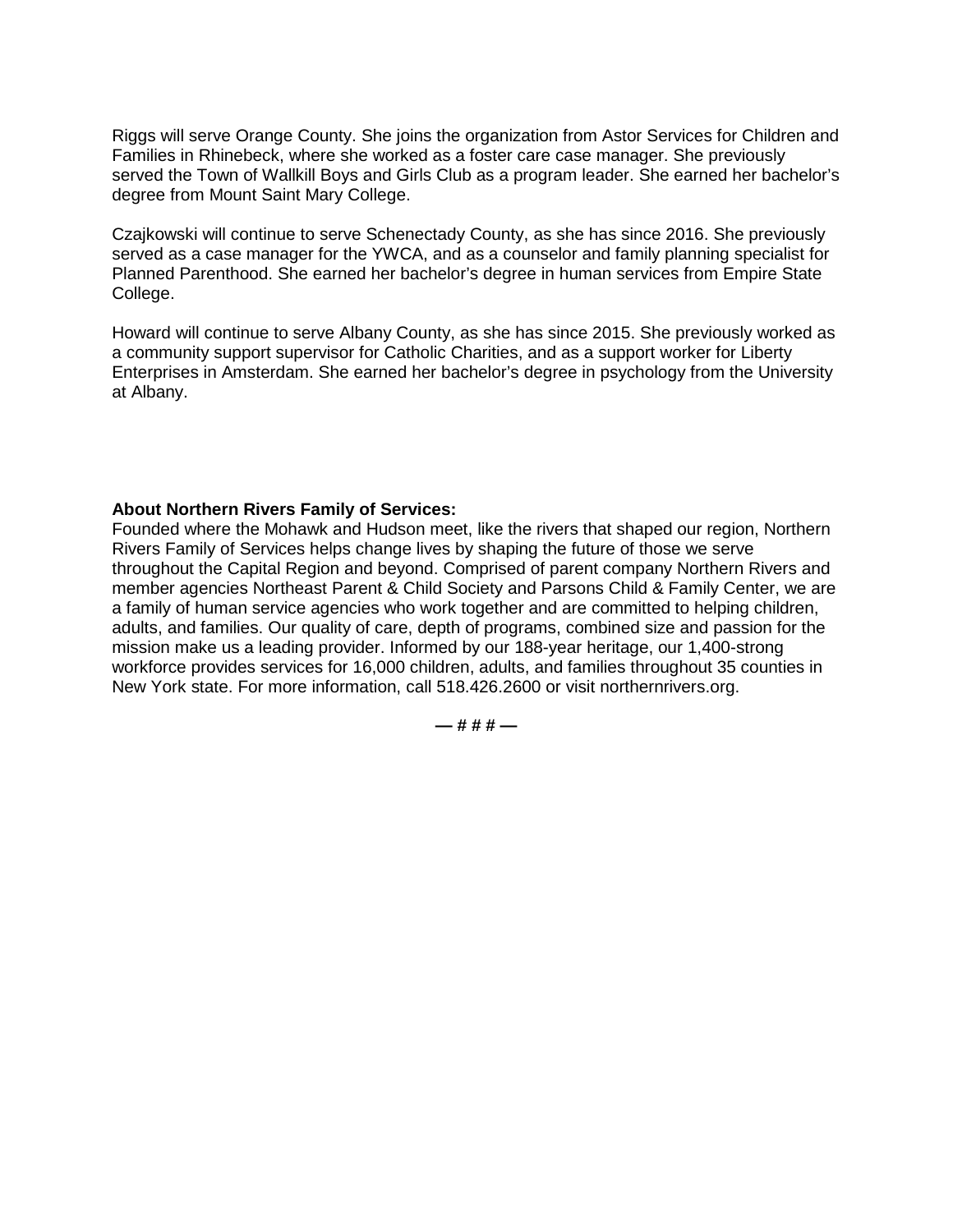Riggs will serve Orange County. She joins the organization from Astor Services for Children and Families in Rhinebeck, where she worked as a foster care case manager. She previously served the Town of Wallkill Boys and Girls Club as a program leader. She earned her bachelor's degree from Mount Saint Mary College.

Czajkowski will continue to serve Schenectady County, as she has since 2016. She previously served as a case manager for the YWCA, and as a counselor and family planning specialist for Planned Parenthood. She earned her bachelor's degree in human services from Empire State College.

Howard will continue to serve Albany County, as she has since 2015. She previously worked as a community support supervisor for Catholic Charities, and as a support worker for Liberty Enterprises in Amsterdam. She earned her bachelor's degree in psychology from the University at Albany.

**About Northern Rivers Family of Services:**

Founded where the Mohawk and Hudson meet, like the rivers that shaped our region, Northern Rivers Family of Services helps change lives by shaping the future of those we serve throughout the Capital Region and beyond. Comprised of parent company Northern Rivers and member agencies Northeast Parent & Child Society and Parsons Child & Family Center, we are a family of human service agencies who work together and are committed to helping children, adults, and families. Our quality of care, depth of programs, combined size and passion for the mission make us a leading provider. Informed by our 188-year heritage, our 1,400-strong workforce provides services for 16,000 children, adults, and families throughout 35 counties in New York state. For more information, call 518.426.2600 or visit northernrivers.org.

**— # # # —**